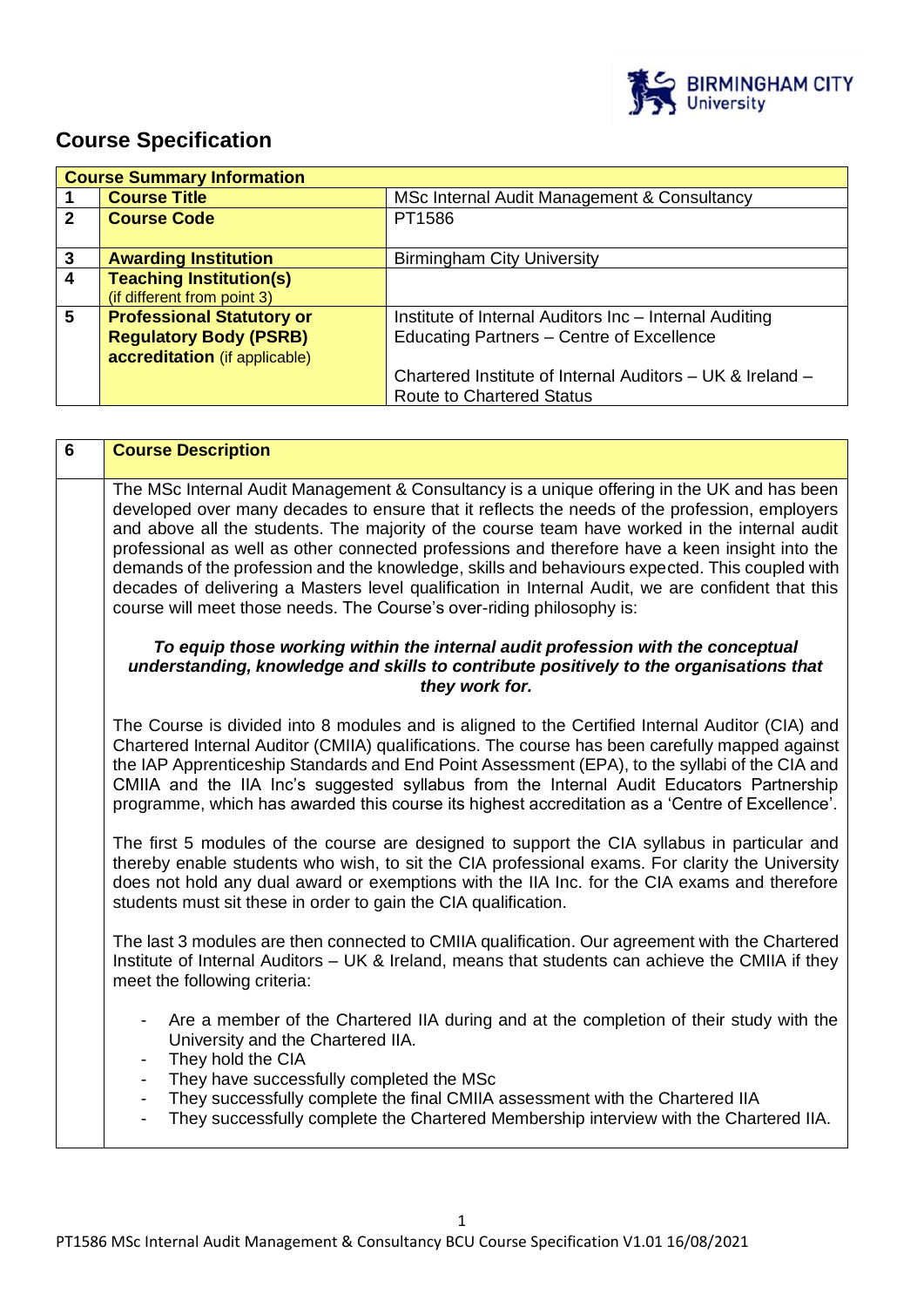# Course Specification

| Course Summary Information | | |
|---|---|---|
| 1 | **Course Title** | MSc Internal Audit Management & Consultancy |
| 2 | **Course Code** | PT1586 |
| 3 | **Awarding Institution** | Birmingham City University |
| 4 | **Teaching Institution(s)** (if different from point 3) | |
| 5 | **Professional Statutory or Regulatory Body (PSRB) accreditation** (if applicable) | Institute of Internal Auditors Inc – Internal Auditing Educating Partners – Centre of Excellence<br><br>Chartered Institute of Internal Auditors – UK & Ireland – Route to Chartered Status |

| 6 | Course Description |
|---|---|

The MSc Internal Audit Management & Consultancy is a unique offering in the UK and has been developed over many decades to ensure that it reflects the needs of the profession, employers and above all the students. The majority of the course team have worked in the internal audit professional as well as other connected professions and therefore have a keen insight into the demands of the profession and the knowledge, skills and behaviours expected. This coupled with decades of delivering a Masters level qualification in Internal Audit, we are confident that this course will meet those needs. The Course's over-riding philosophy is:

***To equip those working within the internal audit profession with the conceptual understanding, knowledge and skills to contribute positively to the organisations that they work for.***

The Course is divided into 8 modules and is aligned to the Certified Internal Auditor (CIA) and Chartered Internal Auditor (CMIIA) qualifications. The course has been carefully mapped against the IAP Apprenticeship Standards and End Point Assessment (EPA), to the syllabi of the CIA and CMIIA and the IIA Inc's suggested syllabus from the Internal Audit Educators Partnership programme, which has awarded this course its highest accreditation as a 'Centre of Excellence'.

The first 5 modules of the course are designed to support the CIA syllabus in particular and thereby enable students who wish, to sit the CIA professional exams. For clarity the University does not hold any dual award or exemptions with the IIA Inc. for the CIA exams and therefore students must sit these in order to gain the CIA qualification.

The last 3 modules are then connected to CMIIA qualification. Our agreement with the Chartered Institute of Internal Auditors – UK & Ireland, means that students can achieve the CMIIA if they meet the following criteria:

- Are a member of the Chartered IIA during and at the completion of their study with the University and the Chartered IIA.
- They hold the CIA
- They have successfully completed the MSc
- They successfully complete the final CMIIA assessment with the Chartered IIA
- They successfully complete the Chartered Membership interview with the Chartered IIA.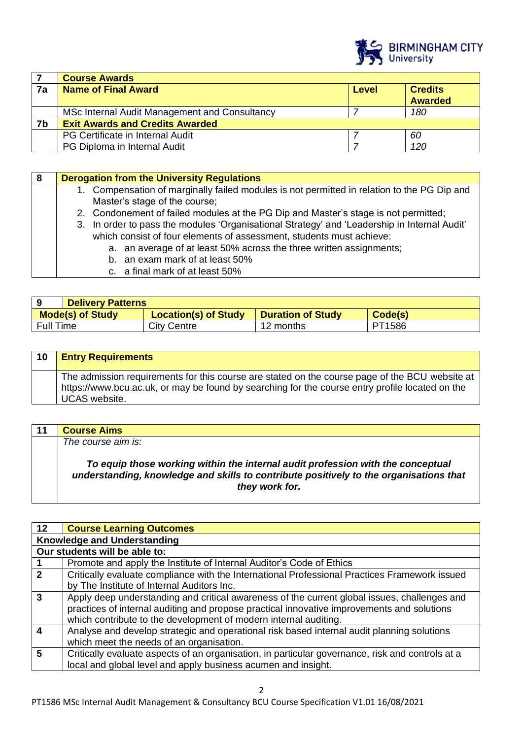| 7 | Course Awards | | |
|---|---|---|---|
| **7a** | **Name of Final Award** | **Level** | **Credits Awarded** |
| | MSc Internal Audit Management and Consultancy | *7* | *180* |
| **7b** | **Exit Awards and Credits Awarded** | | |
| | PG Certificate in Internal Audit | *7* | *60* |
| | PG Diploma in Internal Audit | *7* | *120* |

| 8 | Derogation from the University Regulations |
|---|---|
| | 1. Compensation of marginally failed modules is not permitted in relation to the PG Dip and Master's stage of the course;<br>2. Condonement of failed modules at the PG Dip and Master's stage is not permitted;<br>3. In order to pass the modules 'Organisational Strategy' and 'Leadership in Internal Audit' which consist of four elements of assessment, students must achieve:<br>&nbsp;&nbsp;&nbsp;a. an average of at least 50% across the three written assignments;<br>&nbsp;&nbsp;&nbsp;b. an exam mark of at least 50%<br>&nbsp;&nbsp;&nbsp;c. a final mark of at least 50% |

| 9 Delivery Patterns | | | |
|---|---|---|---|
| **Mode(s) of Study** | **Location(s) of Study** | **Duration of Study** | **Code(s)** |
| Full Time | City Centre | 12 months | PT1586 |

| 10 | Entry Requirements |
|---|---|
| | The admission requirements for this course are stated on the course page of the BCU website at https://www.bcu.ac.uk, or may be found by searching for the course entry profile located on the UCAS website. |

| 11 | Course Aims |
|---|---|
| | *The course aim is:*<br><br>***To equip those working within the internal audit profession with the conceptual understanding, knowledge and skills to contribute positively to the organisations that they work for.*** |

| 12 | Course Learning Outcomes |
|---|---|
| **Knowledge and Understanding** | |
| **Our students will be able to:** | |
| **1** | Promote and apply the Institute of Internal Auditor's Code of Ethics |
| **2** | Critically evaluate compliance with the International Professional Practices Framework issued by The Institute of Internal Auditors Inc. |
| **3** | Apply deep understanding and critical awareness of the current global issues, challenges and practices of internal auditing and propose practical innovative improvements and solutions which contribute to the development of modern internal auditing. |
| **4** | Analyse and develop strategic and operational risk based internal audit planning solutions which meet the needs of an organisation. |
| **5** | Critically evaluate aspects of an organisation, in particular governance, risk and controls at a local and global level and apply business acumen and insight. |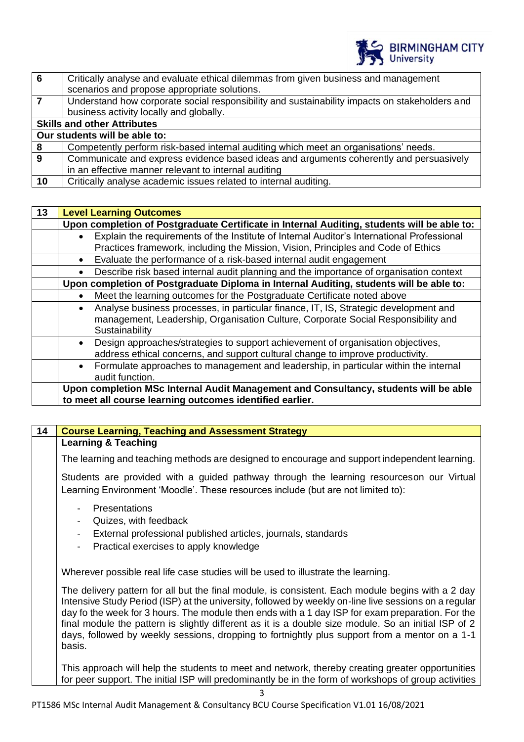| | |
|---|---|
| **6** | Critically analyse and evaluate ethical dilemmas from given business and management scenarios and propose appropriate solutions. |
| **7** | Understand how corporate social responsibility and sustainability impacts on stakeholders and business activity locally and globally. |
| **Skills and other Attributes** | |
| **Our students will be able to:** | |
| **8** | Competently perform risk-based internal auditing which meet an organisations' needs. |
| **9** | Communicate and express evidence based ideas and arguments coherently and persuasively in an effective manner relevant to internal auditing |
| **10** | Critically analyse academic issues related to internal auditing. |

| 13 | Level Learning Outcomes |
|---|---|
| | **Upon completion of Postgraduate Certificate in Internal Auditing, students will be able to:** |
| | • Explain the requirements of the Institute of Internal Auditor's International Professional Practices framework, including the Mission, Vision, Principles and Code of Ethics |
| | • Evaluate the performance of a risk-based internal audit engagement |
| | • Describe risk based internal audit planning and the importance of organisation context |
| | **Upon completion of Postgraduate Diploma in Internal Auditing, students will be able to:** |
| | • Meet the learning outcomes for the Postgraduate Certificate noted above |
| | • Analyse business processes, in particular finance, IT, IS, Strategic development and management, Leadership, Organisation Culture, Corporate Social Responsibility and Sustainability |
| | • Design approaches/strategies to support achievement of organisation objectives, address ethical concerns, and support cultural change to improve productivity. |
| | • Formulate approaches to management and leadership, in particular within the internal audit function. |
| | **Upon completion MSc Internal Audit Management and Consultancy, students will be able to meet all course learning outcomes identified earlier.** |

## 14 Course Learning, Teaching and Assessment Strategy

**Learning & Teaching**

The learning and teaching methods are designed to encourage and support independent learning.

Students are provided with a guided pathway through the learning resourceson our Virtual Learning Environment 'Moodle'. These resources include (but are not limited to):

- Presentations
- Quizes, with feedback
- External professional published articles, journals, standards
- Practical exercises to apply knowledge

Wherever possible real life case studies will be used to illustrate the learning.

The delivery pattern for all but the final module, is consistent. Each module begins with a 2 day Intensive Study Period (ISP) at the university, followed by weekly on-line live sessions on a regular day fo the week for 3 hours. The module then ends with a 1 day ISP for exam preparation. For the final module the pattern is slightly different as it is a double size module. So an initial ISP of 2 days, followed by weekly sessions, dropping to fortnightly plus support from a mentor on a 1-1 basis.

This approach will help the students to meet and network, thereby creating greater opportunities for peer support. The initial ISP will predominantly be in the form of workshops of group activities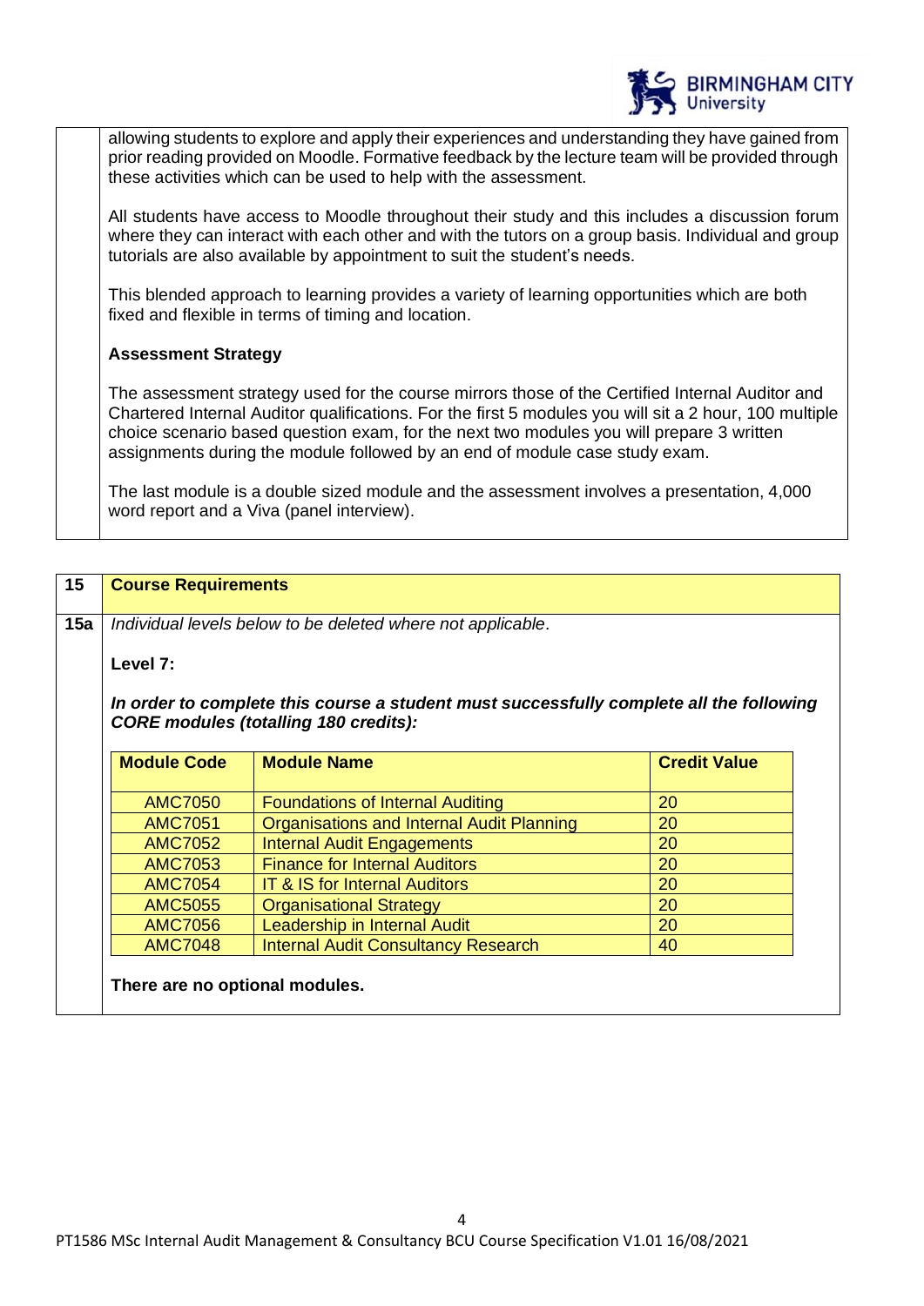allowing students to explore and apply their experiences and understanding they have gained from prior reading provided on Moodle. Formative feedback by the lecture team will be provided through these activities which can be used to help with the assessment.

All students have access to Moodle throughout their study and this includes a discussion forum where they can interact with each other and with the tutors on a group basis. Individual and group tutorials are also available by appointment to suit the student's needs.

This blended approach to learning provides a variety of learning opportunities which are both fixed and flexible in terms of timing and location.

**Assessment Strategy**

The assessment strategy used for the course mirrors those of the Certified Internal Auditor and Chartered Internal Auditor qualifications. For the first 5 modules you will sit a 2 hour, 100 multiple choice scenario based question exam, for the next two modules you will prepare 3 written assignments during the module followed by an end of module case study exam.

The last module is a double sized module and the assessment involves a presentation, 4,000 word report and a Viva (panel interview).

## 15 Course Requirements

**15a** *Individual levels below to be deleted where not applicable.*

**Level 7:**

***In order to complete this course a student must successfully complete all the following CORE modules (totalling 180 credits):***

| Module Code | Module Name | Credit Value |
|---|---|---|
| AMC7050 | Foundations of Internal Auditing | 20 |
| AMC7051 | Organisations and Internal Audit Planning | 20 |
| AMC7052 | Internal Audit Engagements | 20 |
| AMC7053 | Finance for Internal Auditors | 20 |
| AMC7054 | IT & IS for Internal Auditors | 20 |
| AMC5055 | Organisational Strategy | 20 |
| AMC7056 | Leadership in Internal Audit | 20 |
| AMC7048 | Internal Audit Consultancy Research | 40 |

**There are no optional modules.**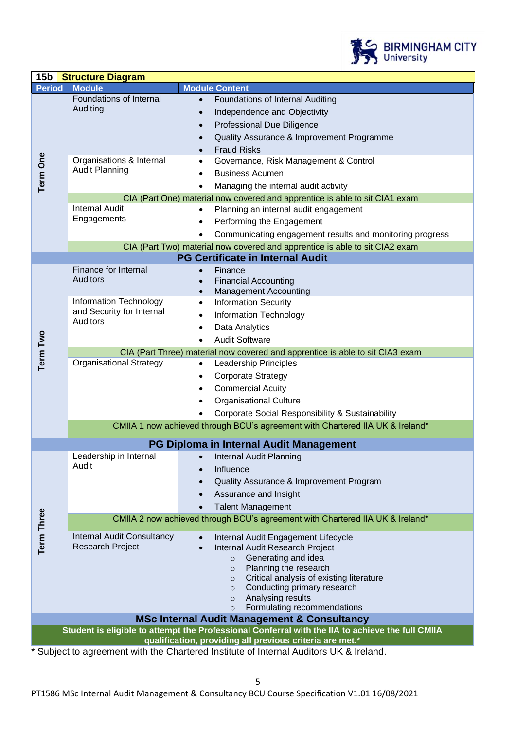| 15b | Structure Diagram | |
|---|---|---|
| **Period** | **Module** | **Module Content** |
| Term One | Foundations of Internal Auditing | • Foundations of Internal Auditing<br>• Independence and Objectivity<br>• Professional Due Diligence<br>• Quality Assurance & Improvement Programme<br>• Fraud Risks |
| | Organisations & Internal Audit Planning | • Governance, Risk Management & Control<br>• Business Acumen<br>• Managing the internal audit activity |
| | CIA (Part One) material now covered and apprentice is able to sit CIA1 exam | |
| | Internal Audit Engagements | • Planning an internal audit engagement<br>• Performing the Engagement<br>• Communicating engagement results and monitoring progress |
| | CIA (Part Two) material now covered and apprentice is able to sit CIA2 exam | |
| | **PG Certificate in Internal Audit** | |
| Term Two | Finance for Internal Auditors | • Finance<br>• Financial Accounting<br>• Management Accounting |
| | Information Technology and Security for Internal Auditors | • Information Security<br>• Information Technology<br>• Data Analytics<br>• Audit Software |
| | CIA (Part Three) material now covered and apprentice is able to sit CIA3 exam | |
| | Organisational Strategy | • Leadership Principles<br>• Corporate Strategy<br>• Commercial Acuity<br>• Organisational Culture<br>• Corporate Social Responsibility & Sustainability |
| | CMIIA 1 now achieved through BCU's agreement with Chartered IIA UK & Ireland* | |
| | **PG Diploma in Internal Audit Management** | |
| Term Three | Leadership in Internal Audit | • Internal Audit Planning<br>• Influence<br>• Quality Assurance & Improvement Program<br>• Assurance and Insight<br>• Talent Management |
| | CMIIA 2 now achieved through BCU's agreement with Chartered IIA UK & Ireland* | |
| | Internal Audit Consultancy Research Project | • Internal Audit Engagement Lifecycle<br>• Internal Audit Research Project<br>  ○ Generating and idea<br>  ○ Planning the research<br>  ○ Critical analysis of existing literature<br>  ○ Conducting primary research<br>  ○ Analysing results<br>  ○ Formulating recommendations |
| | **MSc Internal Audit Management & Consultancy** | |
| | **Student is eligible to attempt the Professional Conferral with the IIA to achieve the full CMIIA qualification, providing all previous criteria are met.*** | |

\* Subject to agreement with the Chartered Institute of Internal Auditors UK & Ireland.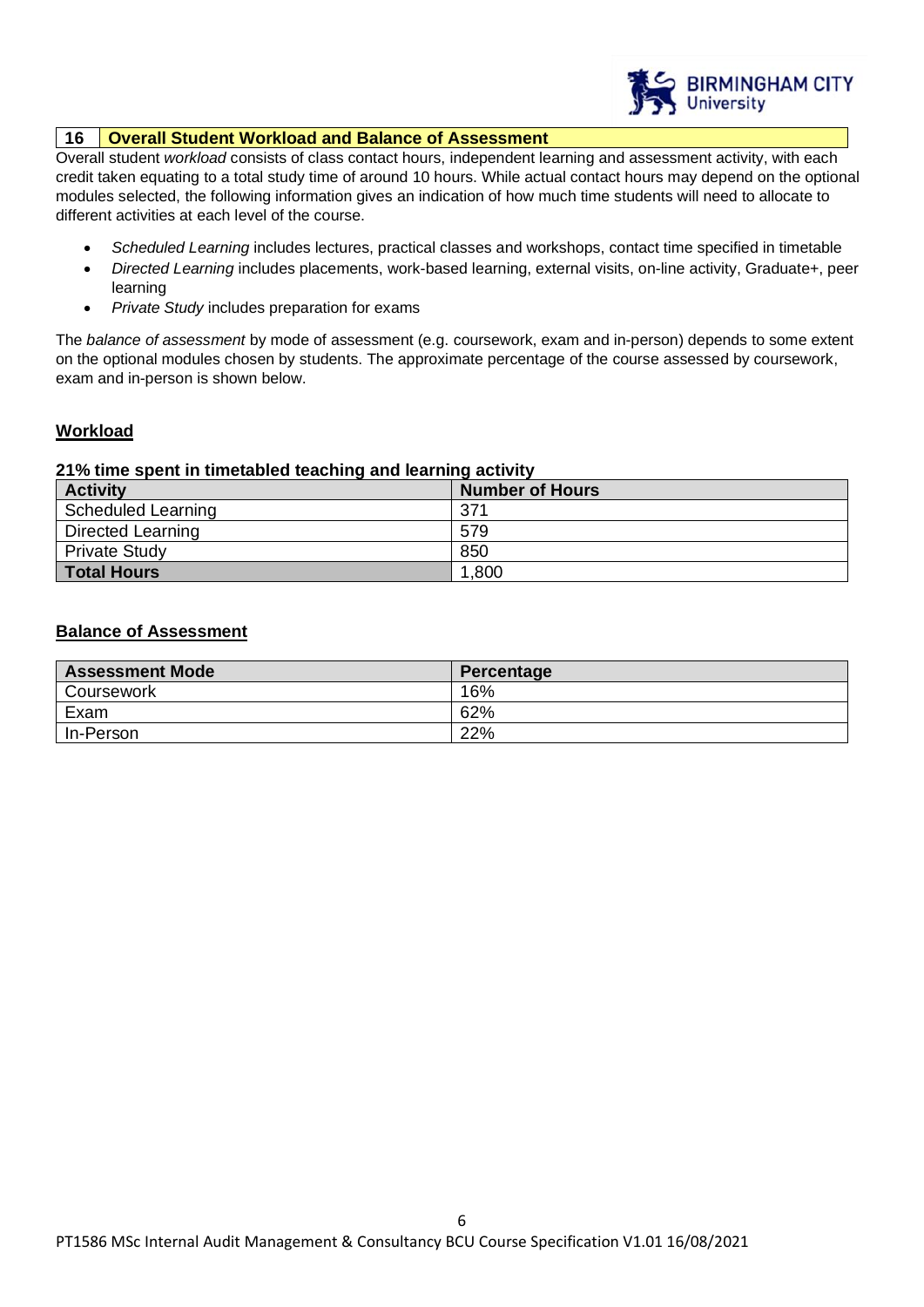## 16 Overall Student Workload and Balance of Assessment

Overall student *workload* consists of class contact hours, independent learning and assessment activity, with each credit taken equating to a total study time of around 10 hours. While actual contact hours may depend on the optional modules selected, the following information gives an indication of how much time students will need to allocate to different activities at each level of the course.

- *Scheduled Learning* includes lectures, practical classes and workshops, contact time specified in timetable
- *Directed Learning* includes placements, work-based learning, external visits, on-line activity, Graduate+, peer learning
- *Private Study* includes preparation for exams

The *balance of assessment* by mode of assessment (e.g. coursework, exam and in-person) depends to some extent on the optional modules chosen by students. The approximate percentage of the course assessed by coursework, exam and in-person is shown below.

### Workload

**21% time spent in timetabled teaching and learning activity**

| Activity | Number of Hours |
|---|---|
| Scheduled Learning | 371 |
| Directed Learning | 579 |
| Private Study | 850 |
| **Total Hours** | 1,800 |

### Balance of Assessment

| Assessment Mode | Percentage |
|---|---|
| Coursework | 16% |
| Exam | 62% |
| In-Person | 22% |